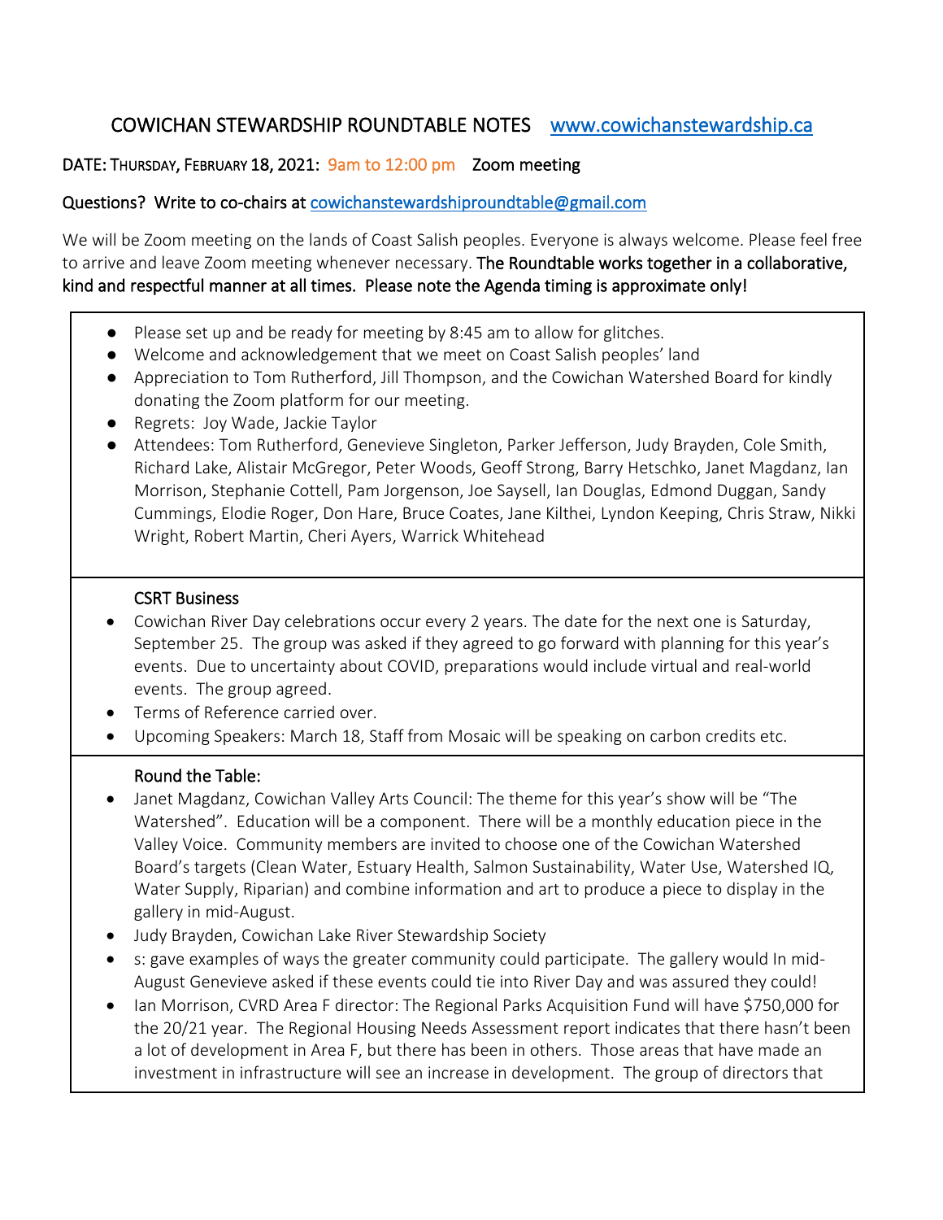# COWICHAN STEWARDSHIP ROUNDTABLE NOTES [www.cowichanstewardship.ca](http://www.cowichanstewardship.ca)

DATE: THURSDAY, FEBRUARY 18, 2021: 9am to 12:00 pm Zoom meeting

Questions? Write to co-chairs at cowichanstewardshiproundtable@gmail.com

We will be Zoom meeting on the lands of Coast Salish peoples. Everyone is always welcome. Please feel free to arrive and leave Zoom meeting whenever necessary. **The Roundtable works together in a collaborative, kind and respectful manner at all times. Please note the Agenda timing is approximate only!**

- Please set up and be ready for meeting by 8:45 am to allow for glitches.
- Welcome and acknowledgement that we meet on Coast Salish peoples' land
- Appreciation to Tom Rutherford, Jill Thompson, and the Cowichan Watershed Board for kindly donating the Zoom platform for our meeting.
- Regrets: Joy Wade, Jackie Taylor
- Attendees: Tom Rutherford, Genevieve Singleton, Parker Jefferson, Judy Brayden, Cole Smith, Richard Lake, Alistair McGregor, Peter Woods, Geoff Strong, Barry Hetschko, Janet Magdanz, Ian Morrison, Stephanie Cottell, Pam Jorgenson, Joe Saysell, Ian Douglas, Edmond Duggan, Sandy Cummings, Elodie Roger, Don Hare, Bruce Coates, Jane Kilthei, Lyndon Keeping, Chris Straw, Nikki Wright, Robert Martin, Cheri Ayers, Warrick Whitehead

### CSRT Business

- Cowichan River Day celebrations occur every 2 years. The date for the next one is Saturday, September 25. The group was asked if they agreed to go forward with planning for this year's events. Due to uncertainty about COVID, preparations would include virtual and real-world events. The group agreed.
- Terms of Reference carried over.
- Upcoming Speakers: March 18, Staff from Mosaic will be speaking on carbon credits etc.

### Round the Table:

- Janet Magdanz, Cowichan Valley Arts Council: The theme for this year's show will be "The Watershed". Education will be a component. There will be a monthly education piece in the Valley Voice. Community members are invited to choose one of the Cowichan Watershed Board's targets (Clean Water, Estuary Health, Salmon Sustainability, Water Use, Watershed IQ, Water Supply, Riparian) and combine information and art to produce a piece to display in the gallery in mid-August.
- Judy Brayden, Cowichan Lake River Stewardship Society
- s: gave examples of ways the greater community could participate. The gallery would In mid-August Genevieve asked if these events could tie into River Day and was assured they could!
- Ian Morrison, CVRD Area F director: The Regional Parks Acquisition Fund will have $750,000 for the 20/21 year. The Regional Housing Needs Assessment report indicates that there hasn't been a lot of development in Area F, but there has been in others. Those areas that have made an investment in infrastructure will see an increase in development. The group of directors that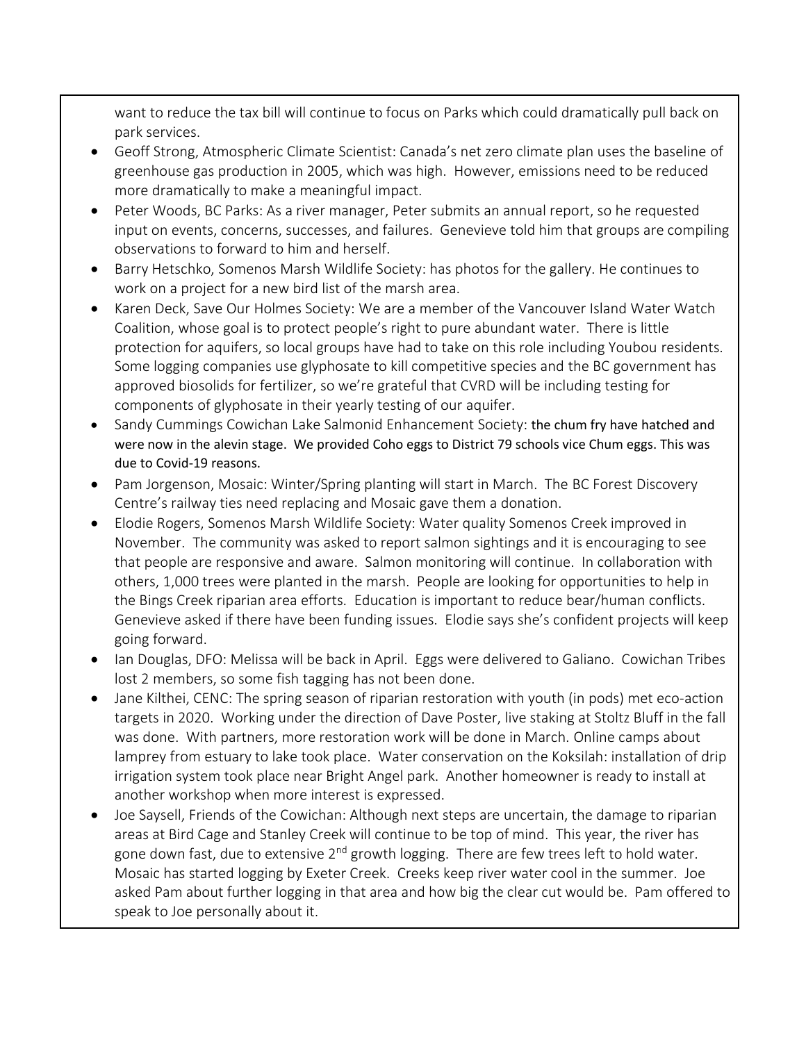want to reduce the tax bill will continue to focus on Parks which could dramatically pull back on park services.

- Geoff Strong, Atmospheric Climate Scientist: Canada's net zero climate plan uses the baseline of greenhouse gas production in 2005, which was high. However, emissions need to be reduced more dramatically to make a meaningful impact.
- Peter Woods, BC Parks: As a river manager, Peter submits an annual report, so he requested input on events, concerns, successes, and failures. Genevieve told him that groups are compiling observations to forward to him and herself.
- Barry Hetschko, Somenos Marsh Wildlife Society: has photos for the gallery. He continues to work on a project for a new bird list of the marsh area.
- Karen Deck, Save Our Holmes Society: We are a member of the Vancouver Island Water Watch Coalition, whose goal is to protect people's right to pure abundant water. There is little protection for aquifers, so local groups have had to take on this role including Youbou residents. Some logging companies use glyphosate to kill competitive species and the BC government has approved biosolids for fertilizer, so we're grateful that CVRD will be including testing for components of glyphosate in their yearly testing of our aquifer.
- Sandy Cummings Cowichan Lake Salmonid Enhancement Society: the chum fry have hatched and were now in the alevin stage. We provided Coho eggs to District 79 schools vice Chum eggs. This was due to Covid-19 reasons.
- Pam Jorgenson, Mosaic: Winter/Spring planting will start in March. The BC Forest Discovery Centre's railway ties need replacing and Mosaic gave them a donation.
- Elodie Rogers, Somenos Marsh Wildlife Society: Water quality Somenos Creek improved in November. The community was asked to report salmon sightings and it is encouraging to see that people are responsive and aware. Salmon monitoring will continue. In collaboration with others, 1,000 trees were planted in the marsh. People are looking for opportunities to help in the Bings Creek riparian area efforts. Education is important to reduce bear/human conflicts. Genevieve asked if there have been funding issues. Elodie says she's confident projects will keep going forward.
- Ian Douglas, DFO: Melissa will be back in April. Eggs were delivered to Galiano. Cowichan Tribes lost 2 members, so some fish tagging has not been done.
- Jane Kilthei, CENC: The spring season of riparian restoration with youth (in pods) met eco-action targets in 2020. Working under the direction of Dave Poster, live staking at Stoltz Bluff in the fall was done. With partners, more restoration work will be done in March. Online camps about lamprey from estuary to lake took place. Water conservation on the Koksilah: installation of drip irrigation system took place near Bright Angel park. Another homeowner is ready to install at another workshop when more interest is expressed.
- Joe Saysell, Friends of the Cowichan: Although next steps are uncertain, the damage to riparian areas at Bird Cage and Stanley Creek will continue to be top of mind. This year, the river has gone down fast, due to extensive 2nd growth logging. There are few trees left to hold water. Mosaic has started logging by Exeter Creek. Creeks keep river water cool in the summer. Joe asked Pam about further logging in that area and how big the clear cut would be. Pam offered to speak to Joe personally about it.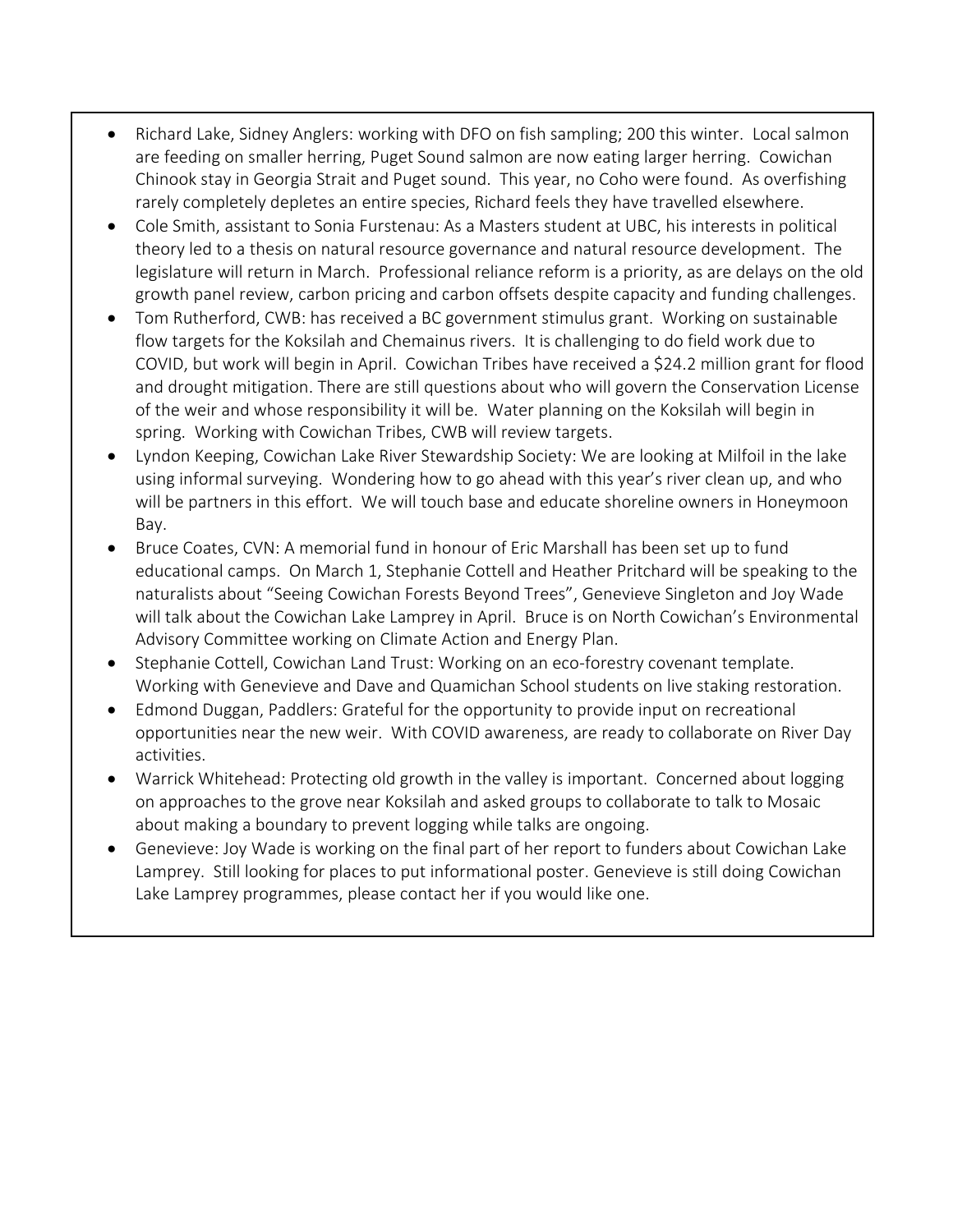- Richard Lake, Sidney Anglers: working with DFO on fish sampling; 200 this winter. Local salmon are feeding on smaller herring, Puget Sound salmon are now eating larger herring. Cowichan Chinook stay in Georgia Strait and Puget sound. This year, no Coho were found. As overfishing rarely completely depletes an entire species, Richard feels they have travelled elsewhere.
- Cole Smith, assistant to Sonia Furstenau: As a Masters student at UBC, his interests in political theory led to a thesis on natural resource governance and natural resource development. The legislature will return in March. Professional reliance reform is a priority, as are delays on the old growth panel review, carbon pricing and carbon offsets despite capacity and funding challenges.
- Tom Rutherford, CWB: has received a BC government stimulus grant. Working on sustainable flow targets for the Koksilah and Chemainus rivers. It is challenging to do field work due to COVID, but work will begin in April. Cowichan Tribes have received a $24.2 million grant for flood and drought mitigation. There are still questions about who will govern the Conservation License of the weir and whose responsibility it will be. Water planning on the Koksilah will begin in spring. Working with Cowichan Tribes, CWB will review targets.
- Lyndon Keeping, Cowichan Lake River Stewardship Society: We are looking at Milfoil in the lake using informal surveying. Wondering how to go ahead with this year's river clean up, and who will be partners in this effort. We will touch base and educate shoreline owners in Honeymoon Bay.
- Bruce Coates, CVN: A memorial fund in honour of Eric Marshall has been set up to fund educational camps. On March 1, Stephanie Cottell and Heather Pritchard will be speaking to the naturalists about "Seeing Cowichan Forests Beyond Trees", Genevieve Singleton and Joy Wade will talk about the Cowichan Lake Lamprey in April. Bruce is on North Cowichan's Environmental Advisory Committee working on Climate Action and Energy Plan.
- Stephanie Cottell, Cowichan Land Trust: Working on an eco-forestry covenant template. Working with Genevieve and Dave and Quamichan School students on live staking restoration.
- Edmond Duggan, Paddlers: Grateful for the opportunity to provide input on recreational opportunities near the new weir. With COVID awareness, are ready to collaborate on River Day activities.
- Warrick Whitehead: Protecting old growth in the valley is important. Concerned about logging on approaches to the grove near Koksilah and asked groups to collaborate to talk to Mosaic about making a boundary to prevent logging while talks are ongoing.
- Genevieve: Joy Wade is working on the final part of her report to funders about Cowichan Lake Lamprey. Still looking for places to put informational poster. Genevieve is still doing Cowichan Lake Lamprey programmes, please contact her if you would like one.